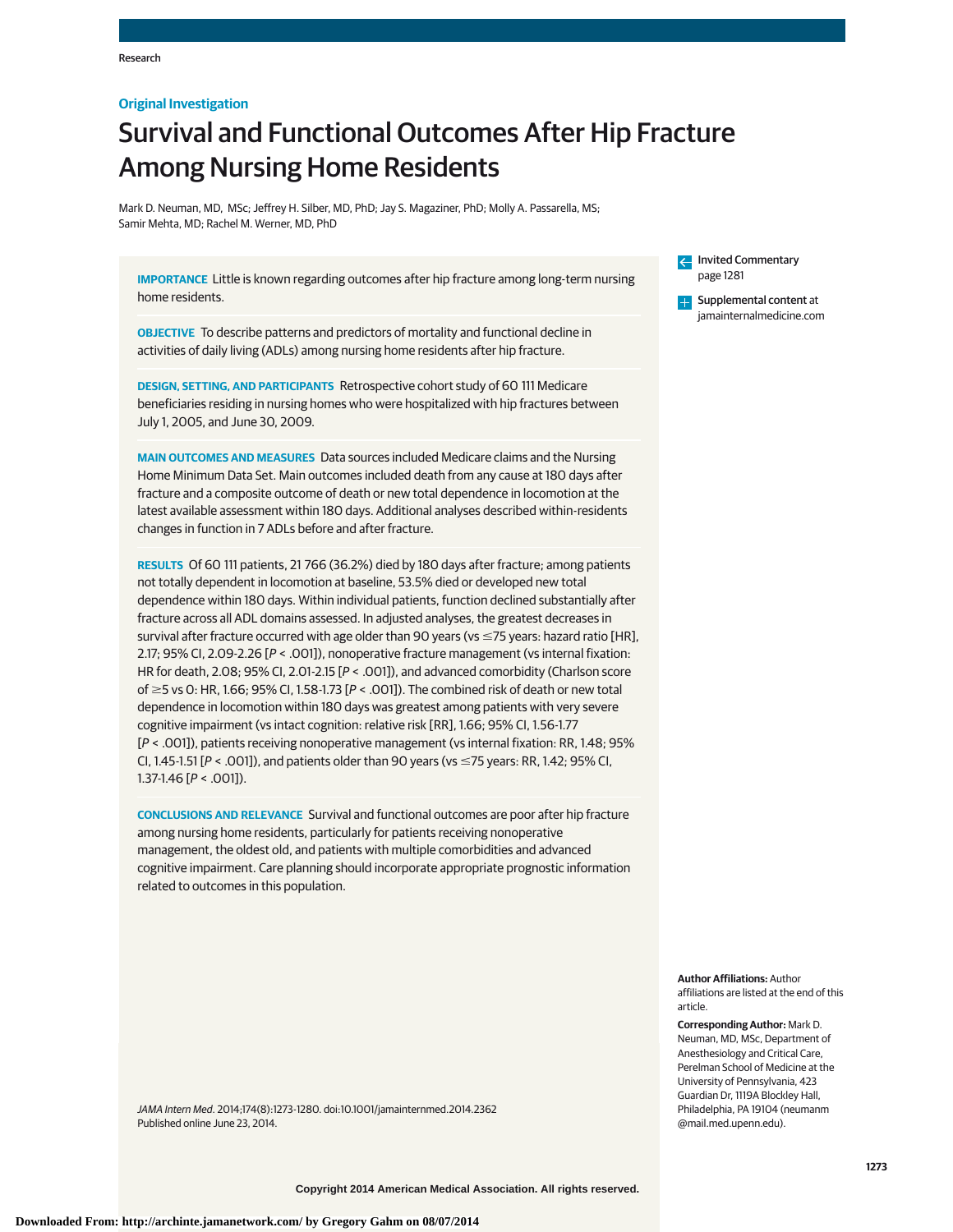Original Investigation

# Survival and Functional Outcomes After Hip Fracture Among Nursing Home Residents

Mark D. Neuman, MD, MSc; Jeffrey H. Silber, MD, PhD; Jay S. Magaziner, PhD; Molly A. Passarella, MS; Samir Mehta, MD; Rachel M. Werner, MD, PhD

**IMPORTANCE** Little is known regarding outcomes after hip fracture among long-term nursing home residents.

**OBJECTIVE** To describe patterns and predictors of mortality and functional decline in activities of daily living (ADLs) among nursing home residents after hip fracture.

**DESIGN, SETTING, AND PARTICIPANTS** Retrospective cohort study of 60 111 Medicare beneficiaries residing in nursing homes who were hospitalized with hip fractures between July 1, 2005, and June 30, 2009.

**MAIN OUTCOMES AND MEASURES** Data sources included Medicare claims and the Nursing Home Minimum Data Set. Main outcomes included death from any cause at 180 days after fracture and a composite outcome of death or new total dependence in locomotion at the latest available assessment within 180 days. Additional analyses described within-residents changes in function in 7 ADLs before and after fracture.

**RESULTS** Of 60 111 patients, 21 766 (36.2%) died by 180 days after fracture; among patients not totally dependent in locomotion at baseline, 53.5% died or developed new total dependence within 180 days. Within individual patients, function declined substantially after fracture across all ADL domains assessed. In adjusted analyses, the greatest decreases in survival after fracture occurred with age older than 90 years (vs ≤75 years: hazard ratio [HR], 2.17; 95% CI, 2.09-2.26 [*P* < .001]), nonoperative fracture management (vs internal fixation: HR for death, 2.08; 95% CI, 2.01-2.15 [*P* < .001]), and advanced comorbidity (Charlson score of ≥5 vs 0: HR, 1.66; 95% CI, 1.58-1.73 [*P* < .001]). The combined risk of death or new total dependence in locomotion within 180 days was greatest among patients with very severe cognitive impairment (vs intact cognition: relative risk [RR], 1.66; 95% CI, 1.56-1.77 [*P* < .001]), patients receiving nonoperative management (vs internal fixation: RR, 1.48; 95% CI, 1.45-1.51 [*P* < .001]), and patients older than 90 years (vs ≤75 years: RR, 1.42; 95% CI, 1.37-1.46 [*P* < .001]).

**CONCLUSIONS AND RELEVANCE** Survival and functional outcomes are poor after hip fracture among nursing home residents, particularly for patients receiving nonoperative management, the oldest old, and patients with multiple comorbidities and advanced cognitive impairment. Care planning should incorporate appropriate prognostic information related to outcomes in this population.

Invited Commentary page 1281

Supplemental content at jamainternalmedicine.com

**Author Affiliations:** Author affiliations are listed at the end of this article.

**Corresponding Author:** Mark D. Neuman, MD, MSc, Department of Anesthesiology and Critical Care, Perelman School of Medicine at the University of Pennsylvania, 423 Guardian Dr, 1119A Blockley Hall, Philadelphia, PA 19104 (neumanm@mail.med.upenn.edu).

*JAMA Intern Med*. 2014;174(8):1273-1280. doi:10.1001/jamainternmed.2014.2362
Published online June 23, 2014.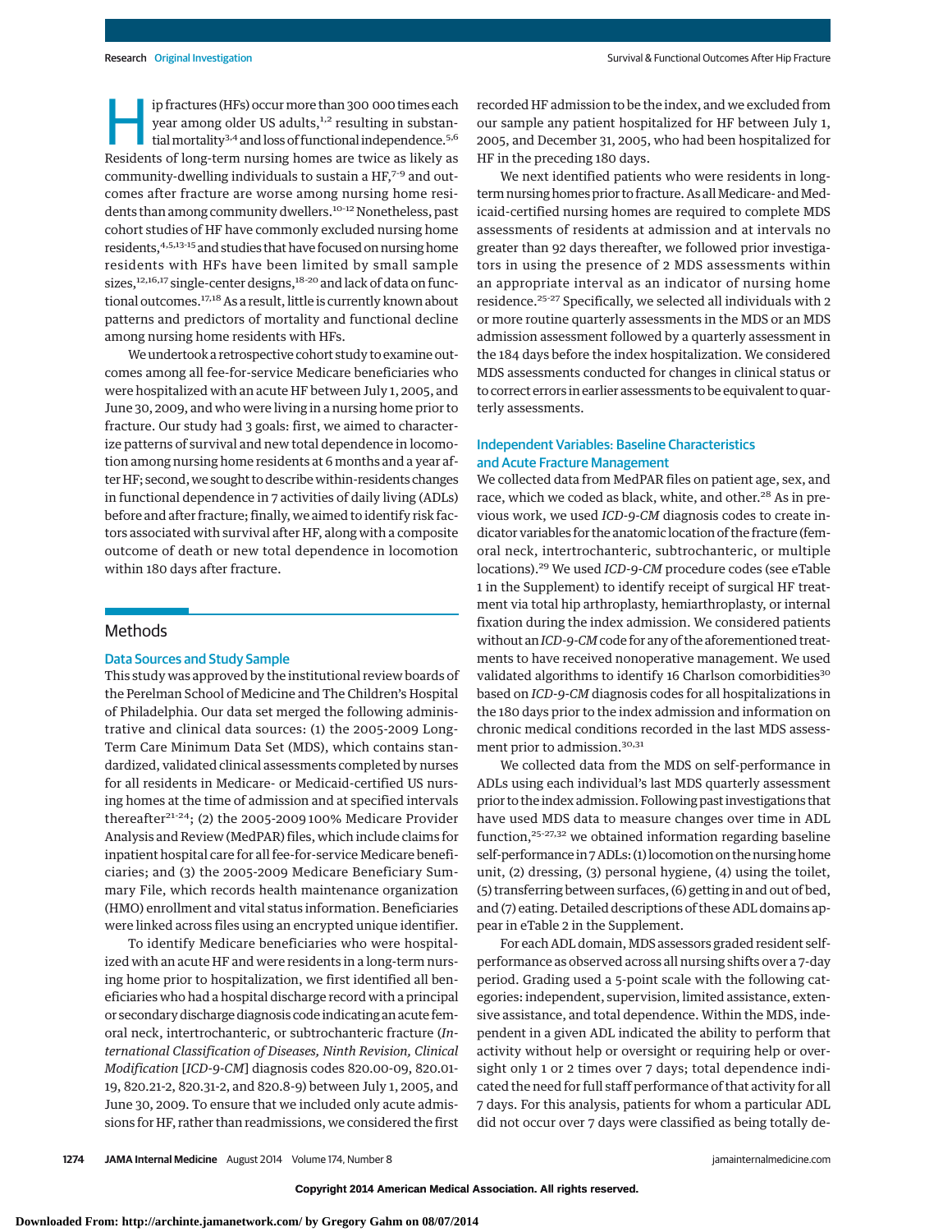Hip fractures (HFs) occur more than 300 000 times each year among older US adults,[1,2] resulting in substantial mortality[3,4] and loss of functional independence.[5,6] Residents of long-term nursing homes are twice as likely as community-dwelling individuals to sustain a HF,[7-9] and outcomes after fracture are worse among nursing home residents than among community dwellers.[10-12] Nonetheless, past cohort studies of HF have commonly excluded nursing home residents,[4,5,13-15] and studies that have focused on nursing home residents with HFs have been limited by small sample sizes,[12,16,17] single-center designs,[18-20] and lack of data on functional outcomes.[17,18] As a result, little is currently known about patterns and predictors of mortality and functional decline among nursing home residents with HFs.

We undertook a retrospective cohort study to examine outcomes among all fee-for-service Medicare beneficiaries who were hospitalized with an acute HF between July 1, 2005, and June 30, 2009, and who were living in a nursing home prior to fracture. Our study had 3 goals: first, we aimed to characterize patterns of survival and new total dependence in locomotion among nursing home residents at 6 months and a year after HF; second, we sought to describe within-residents changes in functional dependence in 7 activities of daily living (ADLs) before and after fracture; finally, we aimed to identify risk factors associated with survival after HF, along with a composite outcome of death or new total dependence in locomotion within 180 days after fracture.

## Methods

### Data Sources and Study Sample

This study was approved by the institutional review boards of the Perelman School of Medicine and The Children's Hospital of Philadelphia. Our data set merged the following administrative and clinical data sources: (1) the 2005-2009 Long-Term Care Minimum Data Set (MDS), which contains standardized, validated clinical assessments completed by nurses for all residents in Medicare- or Medicaid-certified US nursing homes at the time of admission and at specified intervals thereafter[21-24]; (2) the 2005-2009 100% Medicare Provider Analysis and Review (MedPAR) files, which include claims for inpatient hospital care for all fee-for-service Medicare beneficiaries; and (3) the 2005-2009 Medicare Beneficiary Summary File, which records health maintenance organization (HMO) enrollment and vital status information. Beneficiaries were linked across files using an encrypted unique identifier.

To identify Medicare beneficiaries who were hospitalized with an acute HF and were residents in a long-term nursing home prior to hospitalization, we first identified all beneficiaries who had a hospital discharge record with a principal or secondary discharge diagnosis code indicating an acute femoral neck, intertrochanteric, or subtrochanteric fracture (*International Classification of Diseases, Ninth Revision, Clinical Modification* [*ICD-9-CM*] diagnosis codes 820.00-09, 820.01-19, 820.21-2, 820.31-2, and 820.8-9) between July 1, 2005, and June 30, 2009. To ensure that we included only acute admissions for HF, rather than readmissions, we considered the first recorded HF admission to be the index, and we excluded from our sample any patient hospitalized for HF between July 1, 2005, and December 31, 2005, who had been hospitalized for HF in the preceding 180 days.

We next identified patients who were residents in long-term nursing homes prior to fracture. As all Medicare- and Medicaid-certified nursing homes are required to complete MDS assessments of residents at admission and at intervals no greater than 92 days thereafter, we followed prior investigators in using the presence of 2 MDS assessments within an appropriate interval as an indicator of nursing home residence.[25-27] Specifically, we selected all individuals with 2 or more routine quarterly assessments in the MDS or an MDS admission assessment followed by a quarterly assessment in the 184 days before the index hospitalization. We considered MDS assessments conducted for changes in clinical status or to correct errors in earlier assessments to be equivalent to quarterly assessments.

### Independent Variables: Baseline Characteristics and Acute Fracture Management

We collected data from MedPAR files on patient age, sex, and race, which we coded as black, white, and other.[28] As in previous work, we used *ICD-9-CM* diagnosis codes to create indicator variables for the anatomic location of the fracture (femoral neck, intertrochanteric, subtrochanteric, or multiple locations).[29] We used *ICD-9-CM* procedure codes (see eTable 1 in the Supplement) to identify receipt of surgical HF treatment via total hip arthroplasty, hemiarthroplasty, or internal fixation during the index admission. We considered patients without an *ICD-9-CM* code for any of the aforementioned treatments to have received nonoperative management. We used validated algorithms to identify 16 Charlson comorbidities[30] based on *ICD-9-CM* diagnosis codes for all hospitalizations in the 180 days prior to the index admission and information on chronic medical conditions recorded in the last MDS assessment prior to admission.[30,31]

We collected data from the MDS on self-performance in ADLs using each individual's last MDS quarterly assessment prior to the index admission. Following past investigations that have used MDS data to measure changes over time in ADL function,[25-27,32] we obtained information regarding baseline self-performance in 7 ADLs: (1) locomotion on the nursing home unit, (2) dressing, (3) personal hygiene, (4) using the toilet, (5) transferring between surfaces, (6) getting in and out of bed, and (7) eating. Detailed descriptions of these ADL domains appear in eTable 2 in the Supplement.

For each ADL domain, MDS assessors graded resident self-performance as observed across all nursing shifts over a 7-day period. Grading used a 5-point scale with the following categories: independent, supervision, limited assistance, extensive assistance, and total dependence. Within the MDS, independent in a given ADL indicated the ability to perform that activity without help or oversight or requiring help or oversight only 1 or 2 times over 7 days; total dependence indicated the need for full staff performance of that activity for all 7 days. For this analysis, patients for whom a particular ADL did not occur over 7 days were classified as being totally de-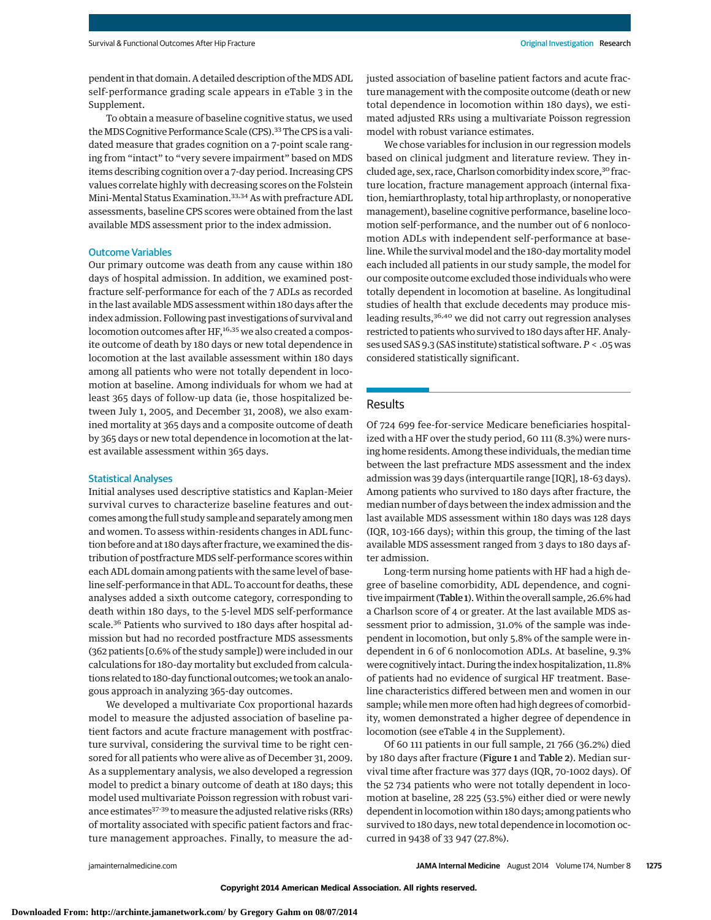pendent in that domain. A detailed description of the MDS ADL self-performance grading scale appears in eTable 3 in the Supplement.

To obtain a measure of baseline cognitive status, we used the MDS Cognitive Performance Scale (CPS).[33] The CPS is a validated measure that grades cognition on a 7-point scale ranging from "intact" to "very severe impairment" based on MDS items describing cognition over a 7-day period. Increasing CPS values correlate highly with decreasing scores on the Folstein Mini-Mental Status Examination.[33,34] As with prefracture ADL assessments, baseline CPS scores were obtained from the last available MDS assessment prior to the index admission.

### Outcome Variables

Our primary outcome was death from any cause within 180 days of hospital admission. In addition, we examined postfracture self-performance for each of the 7 ADLs as recorded in the last available MDS assessment within 180 days after the index admission. Following past investigations of survival and locomotion outcomes after HF,[16,35] we also created a composite outcome of death by 180 days or new total dependence in locomotion at the last available assessment within 180 days among all patients who were not totally dependent in locomotion at baseline. Among individuals for whom we had at least 365 days of follow-up data (ie, those hospitalized between July 1, 2005, and December 31, 2008), we also examined mortality at 365 days and a composite outcome of death by 365 days or new total dependence in locomotion at the latest available assessment within 365 days.

### Statistical Analyses

Initial analyses used descriptive statistics and Kaplan-Meier survival curves to characterize baseline features and outcomes among the full study sample and separately among men and women. To assess within-residents changes in ADL function before and at 180 days after fracture, we examined the distribution of postfracture MDS self-performance scores within each ADL domain among patients with the same level of baseline self-performance in that ADL. To account for deaths, these analyses added a sixth outcome category, corresponding to death within 180 days, to the 5-level MDS self-performance scale.[36] Patients who survived to 180 days after hospital admission but had no recorded postfracture MDS assessments (362 patients [0.6% of the study sample]) were included in our calculations for 180-day mortality but excluded from calculations related to 180-day functional outcomes; we took an analogous approach in analyzing 365-day outcomes.

We developed a multivariate Cox proportional hazards model to measure the adjusted association of baseline patient factors and acute fracture management with postfracture survival, considering the survival time to be right censored for all patients who were alive as of December 31, 2009. As a supplementary analysis, we also developed a regression model to predict a binary outcome of death at 180 days; this model used multivariate Poisson regression with robust variance estimates[37-39] to measure the adjusted relative risks (RRs) of mortality associated with specific patient factors and fracture management approaches. Finally, to measure the adjusted association of baseline patient factors and acute fracture management with the composite outcome (death or new total dependence in locomotion within 180 days), we estimated adjusted RRs using a multivariate Poisson regression model with robust variance estimates.

We chose variables for inclusion in our regression models based on clinical judgment and literature review. They included age, sex, race, Charlson comorbidity index score,[30] fracture location, fracture management approach (internal fixation, hemiarthroplasty, total hip arthroplasty, or nonoperative management), baseline cognitive performance, baseline locomotion self-performance, and the number out of 6 nonlocomotion ADLs with independent self-performance at baseline. While the survival model and the 180-day mortality model each included all patients in our study sample, the model for our composite outcome excluded those individuals who were totally dependent in locomotion at baseline. As longitudinal studies of health that exclude decedents may produce misleading results,[36,40] we did not carry out regression analyses restricted to patients who survived to 180 days after HF. Analyses used SAS 9.3 (SAS institute) statistical software. $P < .05$ was considered statistically significant.

## Results

Of 724 699 fee-for-service Medicare beneficiaries hospitalized with a HF over the study period, 60 111 (8.3%) were nursing home residents. Among these individuals, the median time between the last prefracture MDS assessment and the index admission was 39 days (interquartile range [IQR], 18-63 days). Among patients who survived to 180 days after fracture, the median number of days between the index admission and the last available MDS assessment within 180 days was 128 days (IQR, 103-166 days); within this group, the timing of the last available MDS assessment ranged from 3 days to 180 days after admission.

Long-term nursing home patients with HF had a high degree of baseline comorbidity, ADL dependence, and cognitive impairment (**Table 1**). Within the overall sample, 26.6% had a Charlson score of 4 or greater. At the last available MDS assessment prior to admission, 31.0% of the sample were independent in locomotion, but only 5.8% of the sample were independent in 6 of 6 nonlocomotion ADLs. At baseline, 9.3% were cognitively intact. During the index hospitalization, 11.8% of patients had no evidence of surgical HF treatment. Baseline characteristics differed between men and women in our sample; while men more often had high degrees of comorbidity, women demonstrated a higher degree of dependence in locomotion (see eTable 4 in the Supplement).

Of 60 111 patients in our full sample, 21 766 (36.2%) died by 180 days after fracture (**Figure 1** and **Table 2**). Median survival time after fracture was 377 days (IQR, 70-1002 days). Of the 52 734 patients who were not totally dependent in locomotion at baseline, 28 225 (53.5%) either died or were newly dependent in locomotion within 180 days; among patients who survived to 180 days, new total dependence in locomotion occurred in 9438 of 33 947 (27.8%).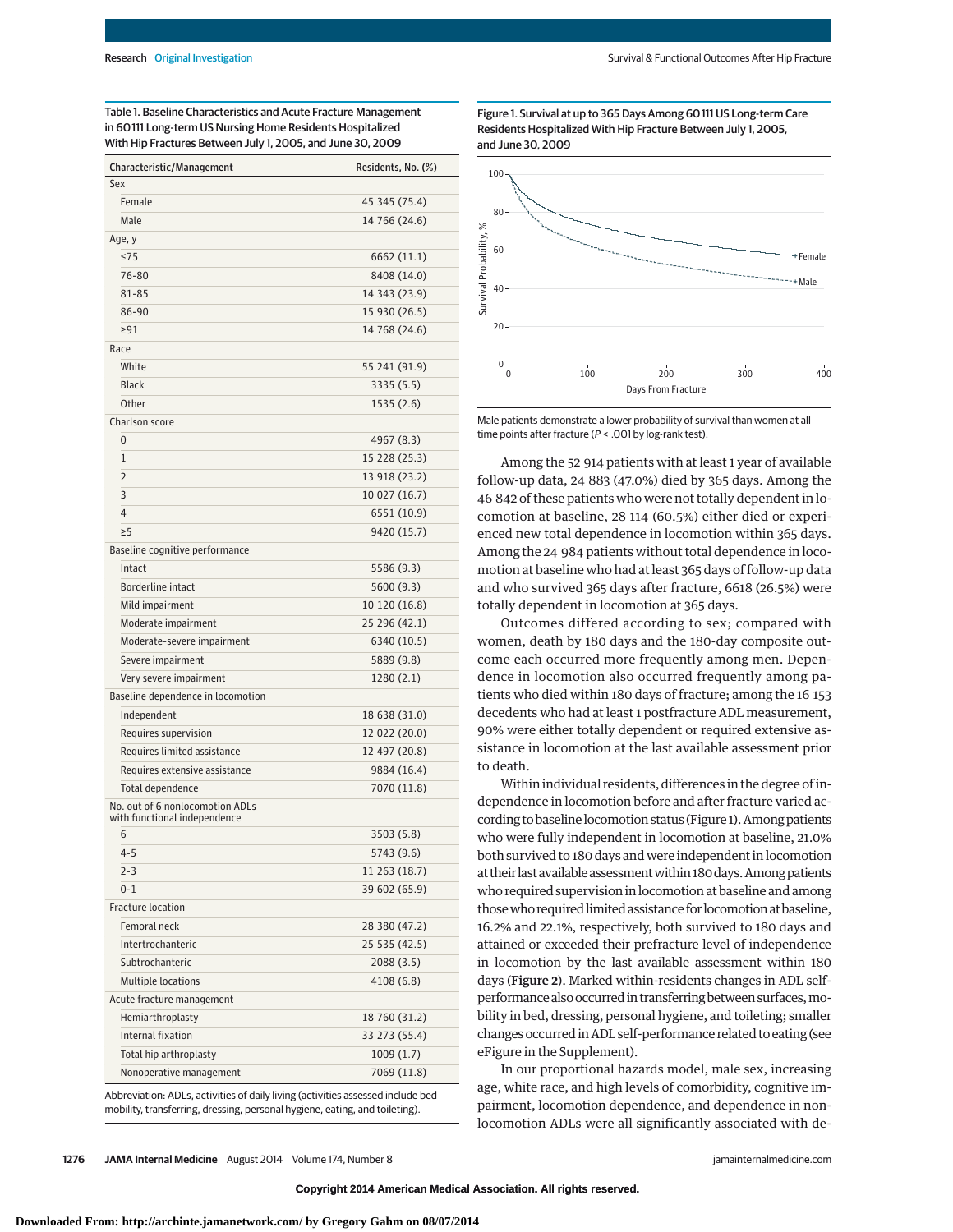Table 1. Baseline Characteristics and Acute Fracture Management in 60 111 Long-term US Nursing Home Residents Hospitalized With Hip Fractures Between July 1, 2005, and June 30, 2009

| Characteristic/Management | Residents, No. (%) |
|---|---|
| Sex | |
| Female | 45 345 (75.4) |
| Male | 14 766 (24.6) |
| Age, y | |
| ≤75 | 6662 (11.1) |
| 76-80 | 8408 (14.0) |
| 81-85 | 14 343 (23.9) |
| 86-90 | 15 930 (26.5) |
| ≥91 | 14 768 (24.6) |
| Race | |
| White | 55 241 (91.9) |
| Black | 3335 (5.5) |
| Other | 1535 (2.6) |
| Charlson score | |
| 0 | 4967 (8.3) |
| 1 | 15 228 (25.3) |
| 2 | 13 918 (23.2) |
| 3 | 10 027 (16.7) |
| 4 | 6551 (10.9) |
| ≥5 | 9420 (15.7) |
| Baseline cognitive performance | |
| Intact | 5586 (9.3) |
| Borderline intact | 5600 (9.3) |
| Mild impairment | 10 120 (16.8) |
| Moderate impairment | 25 296 (42.1) |
| Moderate-severe impairment | 6340 (10.5) |
| Severe impairment | 5889 (9.8) |
| Very severe impairment | 1280 (2.1) |
| Baseline dependence in locomotion | |
| Independent | 18 638 (31.0) |
| Requires supervision | 12 022 (20.0) |
| Requires limited assistance | 12 497 (20.8) |
| Requires extensive assistance | 9884 (16.4) |
| Total dependence | 7070 (11.8) |
| No. out of 6 nonlocomotion ADLs with functional independence | |
| 6 | 3503 (5.8) |
| 4-5 | 5743 (9.6) |
| 2-3 | 11 263 (18.7) |
| 0-1 | 39 602 (65.9) |
| Fracture location | |
| Femoral neck | 28 380 (47.2) |
| Intertrochanteric | 25 535 (42.5) |
| Subtrochanteric | 2088 (3.5) |
| Multiple locations | 4108 (6.8) |
| Acute fracture management | |
| Hemiarthroplasty | 18 760 (31.2) |
| Internal fixation | 33 273 (55.4) |
| Total hip arthroplasty | 1009 (1.7) |
| Nonoperative management | 7069 (11.8) |

Abbreviation: ADLs, activities of daily living (activities assessed include bed mobility, transferring, dressing, personal hygiene, eating, and toileting).

Figure 1. Survival at up to 365 Days Among 60 111 US Long-term Care Residents Hospitalized With Hip Fracture Between July 1, 2005, and June 30, 2009

Male patients demonstrate a lower probability of survival than women at all time points after fracture ($P < .001$ by log-rank test).

Among the 52 914 patients with at least 1 year of available follow-up data, 24 883 (47.0%) died by 365 days. Among the 46 842 of these patients who were not totally dependent in locomotion at baseline, 28 114 (60.5%) either died or experienced new total dependence in locomotion within 365 days. Among the 24 984 patients without total dependence in locomotion at baseline who had at least 365 days of follow-up data and who survived 365 days after fracture, 6618 (26.5%) were totally dependent in locomotion at 365 days.

Outcomes differed according to sex; compared with women, death by 180 days and the 180-day composite outcome each occurred more frequently among men. Dependence in locomotion also occurred frequently among patients who died within 180 days of fracture; among the 16 153 decedents who had at least 1 postfracture ADL measurement, 90% were either totally dependent or required extensive assistance in locomotion at the last available assessment prior to death.

Within individual residents, differences in the degree of independence in locomotion before and after fracture varied according to baseline locomotion status (Figure 1). Among patients who were fully independent in locomotion at baseline, 21.0% both survived to 180 days and were independent in locomotion at their last available assessment within 180 days. Among patients who required supervision in locomotion at baseline and among those who required limited assistance for locomotion at baseline, 16.2% and 22.1%, respectively, both survived to 180 days and attained or exceeded their prefracture level of independence in locomotion by the last available assessment within 180 days (**Figure 2**). Marked within-residents changes in ADL self-performance also occurred in transferring between surfaces, mobility in bed, dressing, personal hygiene, and toileting; smaller changes occurred in ADL self-performance related to eating (see eFigure in the Supplement).

In our proportional hazards model, male sex, increasing age, white race, and high levels of comorbidity, cognitive impairment, locomotion dependence, and dependence in nonlocomotion ADLs were all significantly associated with de-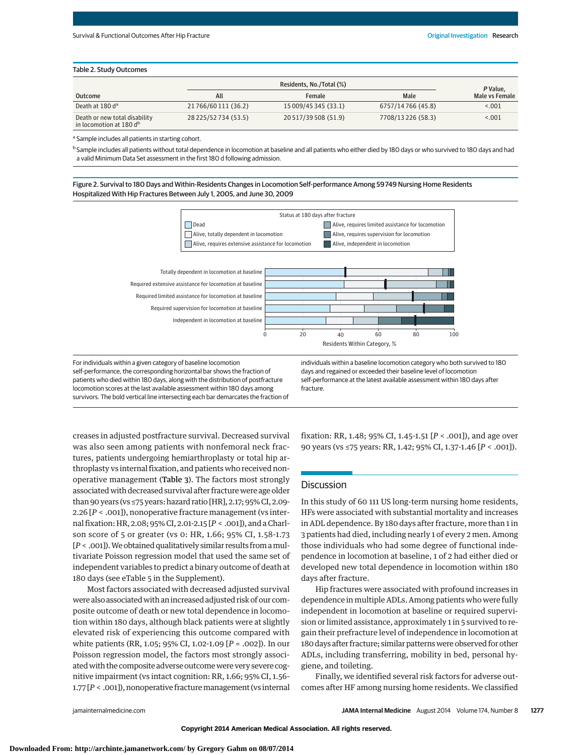Table 2. Study Outcomes

| Outcome | Residents, No./Total (%) All | Female | Male | P Value, Male vs Female |
|---|---|---|---|---|
| Death at 180 d[a] | 21 766/60 111 (36.2) | 15 009/45 345 (33.1) | 6757/14 766 (45.8) | <.001 |
| Death or new total disability in locomotion at 180 d[b] | 28 225/52 734 (53.5) | 20 517/39 508 (51.9) | 7708/13 226 (58.3) | <.001 |

[a] Sample includes all patients in starting cohort.

[b] Sample includes all patients without total dependence in locomotion at baseline and all patients who either died by 180 days or who survived to 180 days and had a valid Minimum Data Set assessment in the first 180 d following admission.

Figure 2. Survival to 180 Days and Within-Residents Changes in Locomotion Self-performance Among 59 749 Nursing Home Residents Hospitalized With Hip Fractures Between July 1, 2005, and June 30, 2009

For individuals within a given category of baseline locomotion self-performance, the corresponding horizontal bar shows the fraction of patients who died within 180 days, along with the distribution of postfracture locomotion scores at the last available assessment within 180 days among survivors. The bold vertical line intersecting each bar demarcates the fraction of individuals within a baseline locomotion category who both survived to 180 days and regained or exceeded their baseline level of locomotion self-performance at the latest available assessment within 180 days after fracture.

creases in adjusted postfracture survival. Decreased survival was also seen among patients with nonfemoral neck fractures, patients undergoing hemiarthroplasty or total hip arthroplasty vs internal fixation, and patients who received nonoperative management (**Table 3**). The factors most strongly associated with decreased survival after fracture were age older than 90 years (vs ≤75 years: hazard ratio [HR], 2.17; 95% CI, 2.09-2.26 [*P* < .001]), nonoperative fracture management (vs internal fixation: HR, 2.08; 95% CI, 2.01-2.15 [*P* < .001]), and a Charlson score of 5 or greater (vs 0: HR, 1.66; 95% CI, 1.58-1.73 [*P* < .001]). We obtained qualitatively similar results from a multivariate Poisson regression model that used the same set of independent variables to predict a binary outcome of death at 180 days (see eTable 5 in the Supplement).

Most factors associated with decreased adjusted survival were also associated with an increased adjusted risk of our composite outcome of death or new total dependence in locomotion within 180 days, although black patients were at slightly elevated risk of experiencing this outcome compared with white patients (RR, 1.05; 95% CI, 1.02-1.09 [*P* = .002]). In our Poisson regression model, the factors most strongly associated with the composite adverse outcome were very severe cognitive impairment (vs intact cognition: RR, 1.66; 95% CI, 1.56-1.77 [*P* < .001]), nonoperative fracture management (vs internal fixation: RR, 1.48; 95% CI, 1.45-1.51 [*P* < .001]), and age over 90 years (vs ≤75 years: RR, 1.42; 95% CI, 1.37-1.46 [*P* < .001]).

## Discussion

In this study of 60 111 US long-term nursing home residents, HFs were associated with substantial mortality and increases in ADL dependence. By 180 days after fracture, more than 1 in 3 patients had died, including nearly 1 of every 2 men. Among those individuals who had some degree of functional independence in locomotion at baseline, 1 of 2 had either died or developed new total dependence in locomotion within 180 days after fracture.

Hip fractures were associated with profound increases in dependence in multiple ADLs. Among patients who were fully independent in locomotion at baseline or required supervision or limited assistance, approximately 1 in 5 survived to regain their prefracture level of independence in locomotion at 180 days after fracture; similar patterns were observed for other ADLs, including transferring, mobility in bed, personal hygiene, and toileting.

Finally, we identified several risk factors for adverse outcomes after HF among nursing home residents. We classified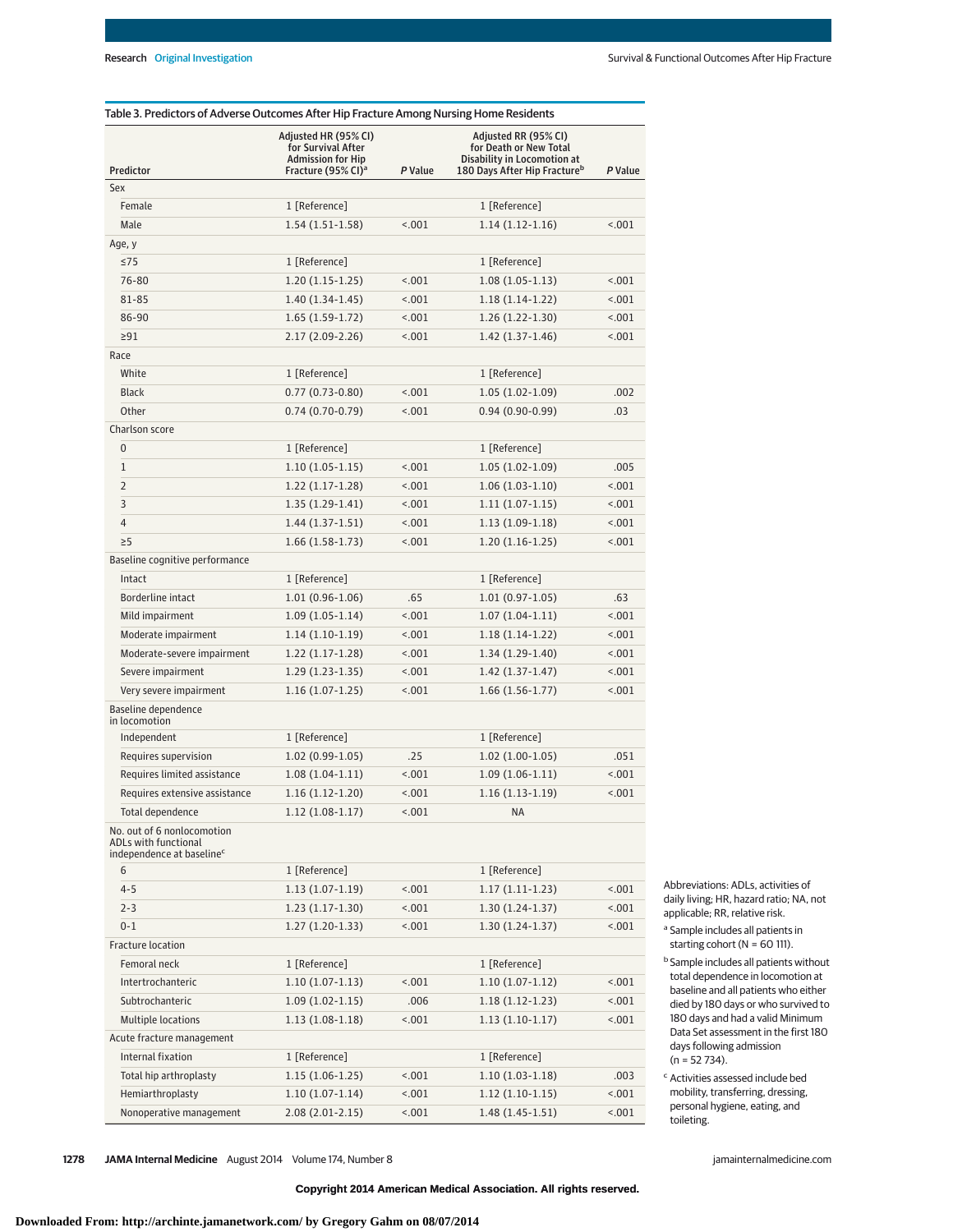Table 3. Predictors of Adverse Outcomes After Hip Fracture Among Nursing Home Residents

| Predictor | Adjusted HR (95% CI) for Survival After Admission for Hip Fracture (95% CI)[a] | *P* Value | Adjusted RR (95% CI) for Death or New Total Disability in Locomotion at 180 Days After Hip Fracture[b] | *P* Value |
|---|---|---|---|---|
| Sex | | | | |
| Female | 1 [Reference] | | 1 [Reference] | |
| Male | 1.54 (1.51-1.58) | <.001 | 1.14 (1.12-1.16) | <.001 |
| Age, y | | | | |
| ≤75 | 1 [Reference] | | 1 [Reference] | |
| 76-80 | 1.20 (1.15-1.25) | <.001 | 1.08 (1.05-1.13) | <.001 |
| 81-85 | 1.40 (1.34-1.45) | <.001 | 1.18 (1.14-1.22) | <.001 |
| 86-90 | 1.65 (1.59-1.72) | <.001 | 1.26 (1.22-1.30) | <.001 |
| ≥91 | 2.17 (2.09-2.26) | <.001 | 1.42 (1.37-1.46) | <.001 |
| Race | | | | |
| White | 1 [Reference] | | 1 [Reference] | |
| Black | 0.77 (0.73-0.80) | <.001 | 1.05 (1.02-1.09) | .002 |
| Other | 0.74 (0.70-0.79) | <.001 | 0.94 (0.90-0.99) | .03 |
| Charlson score | | | | |
| 0 | 1 [Reference] | | 1 [Reference] | |
| 1 | 1.10 (1.05-1.15) | <.001 | 1.05 (1.02-1.09) | .005 |
| 2 | 1.22 (1.17-1.28) | <.001 | 1.06 (1.03-1.10) | <.001 |
| 3 | 1.35 (1.29-1.41) | <.001 | 1.11 (1.07-1.15) | <.001 |
| 4 | 1.44 (1.37-1.51) | <.001 | 1.13 (1.09-1.18) | <.001 |
| ≥5 | 1.66 (1.58-1.73) | <.001 | 1.20 (1.16-1.25) | <.001 |
| Baseline cognitive performance | | | | |
| Intact | 1 [Reference] | | 1 [Reference] | |
| Borderline intact | 1.01 (0.96-1.06) | .65 | 1.01 (0.97-1.05) | .63 |
| Mild impairment | 1.09 (1.05-1.14) | <.001 | 1.07 (1.04-1.11) | <.001 |
| Moderate impairment | 1.14 (1.10-1.19) | <.001 | 1.18 (1.14-1.22) | <.001 |
| Moderate-severe impairment | 1.22 (1.17-1.28) | <.001 | 1.34 (1.29-1.40) | <.001 |
| Severe impairment | 1.29 (1.23-1.35) | <.001 | 1.42 (1.37-1.47) | <.001 |
| Very severe impairment | 1.16 (1.07-1.25) | <.001 | 1.66 (1.56-1.77) | <.001 |
| Baseline dependence in locomotion | | | | |
| Independent | 1 [Reference] | | 1 [Reference] | |
| Requires supervision | 1.02 (0.99-1.05) | .25 | 1.02 (1.00-1.05) | .051 |
| Requires limited assistance | 1.08 (1.04-1.11) | <.001 | 1.09 (1.06-1.11) | <.001 |
| Requires extensive assistance | 1.16 (1.12-1.20) | <.001 | 1.16 (1.13-1.19) | <.001 |
| Total dependence | 1.12 (1.08-1.17) | <.001 | NA | |
| No. out of 6 nonlocomotion ADLs with functional independence at baseline[c] | | | | |
| 6 | 1 [Reference] | | 1 [Reference] | |
| 4-5 | 1.13 (1.07-1.19) | <.001 | 1.17 (1.11-1.23) | <.001 |
| 2-3 | 1.23 (1.17-1.30) | <.001 | 1.30 (1.24-1.37) | <.001 |
| 0-1 | 1.27 (1.20-1.33) | <.001 | 1.30 (1.24-1.37) | <.001 |
| Fracture location | | | | |
| Femoral neck | 1 [Reference] | | 1 [Reference] | |
| Intertrochanteric | 1.10 (1.07-1.13) | <.001 | 1.10 (1.07-1.12) | <.001 |
| Subtrochanteric | 1.09 (1.02-1.15) | .006 | 1.18 (1.12-1.23) | <.001 |
| Multiple locations | 1.13 (1.08-1.18) | <.001 | 1.13 (1.10-1.17) | <.001 |
| Acute fracture management | | | | |
| Internal fixation | 1 [Reference] | | 1 [Reference] | |
| Total hip arthroplasty | 1.15 (1.06-1.25) | <.001 | 1.10 (1.03-1.18) | .003 |
| Hemiarthroplasty | 1.10 (1.07-1.14) | <.001 | 1.12 (1.10-1.15) | <.001 |
| Nonoperative management | 2.08 (2.01-2.15) | <.001 | 1.48 (1.45-1.51) | <.001 |

Abbreviations: ADLs, activities of daily living; HR, hazard ratio; NA, not applicable; RR, relative risk.

[a] Sample includes all patients in starting cohort (N = 60 111).

[b] Sample includes all patients without total dependence in locomotion at baseline and all patients who either died by 180 days or who survived to 180 days and had a valid Minimum Data Set assessment in the first 180 days following admission (n = 52 734).

[c] Activities assessed include bed mobility, transferring, dressing, personal hygiene, eating, and toileting.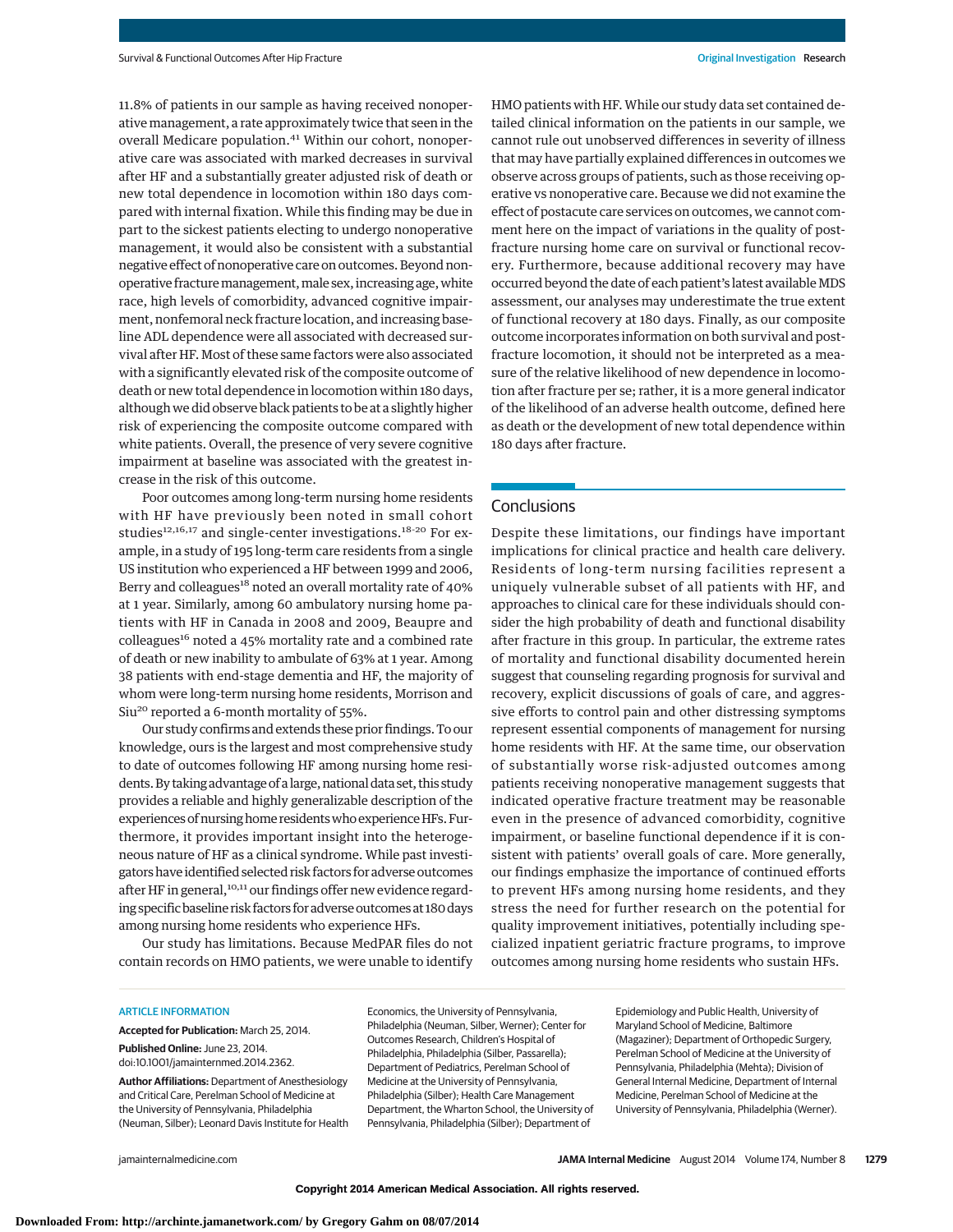11.8% of patients in our sample as having received nonoperative management, a rate approximately twice that seen in the overall Medicare population.[41] Within our cohort, nonoperative care was associated with marked decreases in survival after HF and a substantially greater adjusted risk of death or new total dependence in locomotion within 180 days compared with internal fixation. While this finding may be due in part to the sickest patients electing to undergo nonoperative management, it would also be consistent with a substantial negative effect of nonoperative care on outcomes. Beyond nonoperative fracture management, male sex, increasing age, white race, high levels of comorbidity, advanced cognitive impairment, nonfemoral neck fracture location, and increasing baseline ADL dependence were all associated with decreased survival after HF. Most of these same factors were also associated with a significantly elevated risk of the composite outcome of death or new total dependence in locomotion within 180 days, although we did observe black patients to be at a slightly higher risk of experiencing the composite outcome compared with white patients. Overall, the presence of very severe cognitive impairment at baseline was associated with the greatest increase in the risk of this outcome.

Poor outcomes among long-term nursing home residents with HF have previously been noted in small cohort studies[12,16,17] and single-center investigations.[18-20] For example, in a study of 195 long-term care residents from a single US institution who experienced a HF between 1999 and 2006, Berry and colleagues[18] noted an overall mortality rate of 40% at 1 year. Similarly, among 60 ambulatory nursing home patients with HF in Canada in 2008 and 2009, Beaupre and colleagues[16] noted a 45% mortality rate and a combined rate of death or new inability to ambulate of 63% at 1 year. Among 38 patients with end-stage dementia and HF, the majority of whom were long-term nursing home residents, Morrison and Siu[20] reported a 6-month mortality of 55%.

Our study confirms and extends these prior findings. To our knowledge, ours is the largest and most comprehensive study to date of outcomes following HF among nursing home residents. By taking advantage of a large, national data set, this study provides a reliable and highly generalizable description of the experiences of nursing home residents who experience HFs. Furthermore, it provides important insight into the heterogeneous nature of HF as a clinical syndrome. While past investigators have identified selected risk factors for adverse outcomes after HF in general,[10,11] our findings offer new evidence regarding specific baseline risk factors for adverse outcomes at 180 days among nursing home residents who experience HFs.

Our study has limitations. Because MedPAR files do not contain records on HMO patients, we were unable to identify HMO patients with HF. While our study data set contained detailed clinical information on the patients in our sample, we cannot rule out unobserved differences in severity of illness that may have partially explained differences in outcomes we observe across groups of patients, such as those receiving operative vs nonoperative care. Because we did not examine the effect of postacute care services on outcomes, we cannot comment here on the impact of variations in the quality of postfracture nursing home care on survival or functional recovery. Furthermore, because additional recovery may have occurred beyond the date of each patient's latest available MDS assessment, our analyses may underestimate the true extent of functional recovery at 180 days. Finally, as our composite outcome incorporates information on both survival and postfracture locomotion, it should not be interpreted as a measure of the relative likelihood of new dependence in locomotion after fracture per se; rather, it is a more general indicator of the likelihood of an adverse health outcome, defined here as death or the development of new total dependence within 180 days after fracture.

## Conclusions

Despite these limitations, our findings have important implications for clinical practice and health care delivery. Residents of long-term nursing facilities represent a uniquely vulnerable subset of all patients with HF, and approaches to clinical care for these individuals should consider the high probability of death and functional disability after fracture in this group. In particular, the extreme rates of mortality and functional disability documented herein suggest that counseling regarding prognosis for survival and recovery, explicit discussions of goals of care, and aggressive efforts to control pain and other distressing symptoms represent essential components of management for nursing home residents with HF. At the same time, our observation of substantially worse risk-adjusted outcomes among patients receiving nonoperative management suggests that indicated operative fracture treatment may be reasonable even in the presence of advanced comorbidity, cognitive impairment, or baseline functional dependence if it is consistent with patients' overall goals of care. More generally, our findings emphasize the importance of continued efforts to prevent HFs among nursing home residents, and they stress the need for further research on the potential for quality improvement initiatives, potentially including specialized inpatient geriatric fracture programs, to improve outcomes among nursing home residents who sustain HFs.

ARTICLE INFORMATION

**Accepted for Publication:** March 25, 2014.

**Published Online:** June 23, 2014. doi:10.1001/jamainternmed.2014.2362.

**Author Affiliations:** Department of Anesthesiology and Critical Care, Perelman School of Medicine at the University of Pennsylvania, Philadelphia (Neuman, Silber); Leonard Davis Institute for Health Economics, the University of Pennsylvania, Philadelphia (Neuman, Silber, Werner); Center for Outcomes Research, Children's Hospital of Philadelphia, Philadelphia (Silber, Passarella); Department of Pediatrics, Perelman School of Medicine at the University of Pennsylvania, Philadelphia (Silber); Health Care Management Department, the Wharton School, the University of Pennsylvania, Philadelphia (Silber); Department of Epidemiology and Public Health, University of Maryland School of Medicine, Baltimore (Magaziner); Department of Orthopedic Surgery, Perelman School of Medicine at the University of Pennsylvania, Philadelphia (Mehta); Division of General Internal Medicine, Department of Internal Medicine, Perelman School of Medicine at the University of Pennsylvania, Philadelphia (Werner).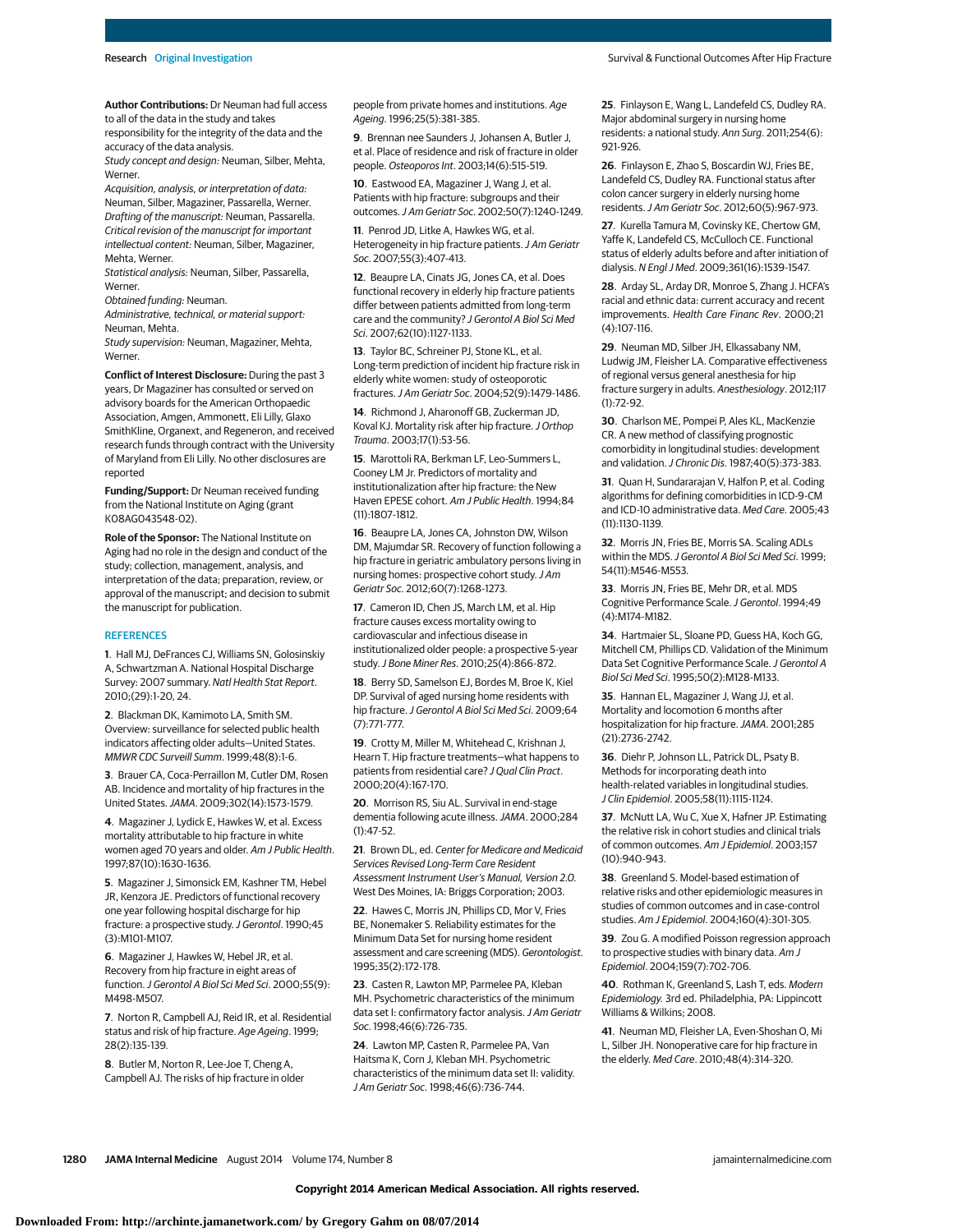**Author Contributions:** Dr Neuman had full access to all of the data in the study and takes responsibility for the integrity of the data and the accuracy of the data analysis.
*Study concept and design:* Neuman, Silber, Mehta, Werner.
*Acquisition, analysis, or interpretation of data:* Neuman, Silber, Magaziner, Passarella, Werner.
*Drafting of the manuscript:* Neuman, Passarella.
*Critical revision of the manuscript for important intellectual content:* Neuman, Silber, Magaziner, Mehta, Werner.
*Statistical analysis:* Neuman, Silber, Passarella, Werner.
*Obtained funding:* Neuman.
*Administrative, technical, or material support:* Neuman, Mehta.
*Study supervision:* Neuman, Magaziner, Mehta, Werner.

**Conflict of Interest Disclosure:** During the past 3 years, Dr Magaziner has consulted or served on advisory boards for the American Orthopaedic Association, Amgen, Ammonett, Eli Lilly, Glaxo SmithKline, Organext, and Regeneron, and received research funds through contract with the University of Maryland from Eli Lilly. No other disclosures are reported

**Funding/Support:** Dr Neuman received funding from the National Institute on Aging (grant K08AG043548-02).

**Role of the Sponsor:** The National Institute on Aging had no role in the design and conduct of the study; collection, management, analysis, and interpretation of the data; preparation, review, or approval of the manuscript; and decision to submit the manuscript for publication.

## REFERENCES

1. Hall MJ, DeFrances CJ, Williams SN, Golosinskiy A, Schwartzman A. National Hospital Discharge Survey: 2007 summary. *Natl Health Stat Report*. 2010;(29):1-20, 24.

2. Blackman DK, Kamimoto LA, Smith SM. Overview: surveillance for selected public health indicators affecting older adults—United States. *MMWR CDC Surveill Summ*. 1999;48(8):1-6.

3. Brauer CA, Coca-Perraillon M, Cutler DM, Rosen AB. Incidence and mortality of hip fractures in the United States. *JAMA*. 2009;302(14):1573-1579.

4. Magaziner J, Lydick E, Hawkes W, et al. Excess mortality attributable to hip fracture in white women aged 70 years and older. *Am J Public Health*. 1997;87(10):1630-1636.

5. Magaziner J, Simonsick EM, Kashner TM, Hebel JR, Kenzora JE. Predictors of functional recovery one year following hospital discharge for hip fracture: a prospective study. *J Gerontol*. 1990;45(3):M101-M107.

6. Magaziner J, Hawkes W, Hebel JR, et al. Recovery from hip fracture in eight areas of function. *J Gerontol A Biol Sci Med Sci*. 2000;55(9):M498-M507.

7. Norton R, Campbell AJ, Reid IR, et al. Residential status and risk of hip fracture. *Age Ageing*. 1999;28(2):135-139.

8. Butler M, Norton R, Lee-Joe T, Cheng A, Campbell AJ. The risks of hip fracture in older people from private homes and institutions. *Age Ageing*. 1996;25(5):381-385.

9. Brennan nee Saunders J, Johansen A, Butler J, et al. Place of residence and risk of fracture in older people. *Osteoporos Int*. 2003;14(6):515-519.

10. Eastwood EA, Magaziner J, Wang J, et al. Patients with hip fracture: subgroups and their outcomes. *J Am Geriatr Soc*. 2002;50(7):1240-1249.

11. Penrod JD, Litke A, Hawkes WG, et al. Heterogeneity in hip fracture patients. *J Am Geriatr Soc*. 2007;55(3):407-413.

12. Beaupre LA, Cinats JG, Jones CA, et al. Does functional recovery in elderly hip fracture patients differ between patients admitted from long-term care and the community? *J Gerontol A Biol Sci Med Sci*. 2007;62(10):1127-1133.

13. Taylor BC, Schreiner PJ, Stone KL, et al. Long-term prediction of incident hip fracture risk in elderly white women: study of osteoporotic fractures. *J Am Geriatr Soc*. 2004;52(9):1479-1486.

14. Richmond J, Aharonoff GB, Zuckerman JD, Koval KJ. Mortality risk after hip fracture. *J Orthop Trauma*. 2003;17(1):53-56.

15. Marottoli RA, Berkman LF, Leo-Summers L, Cooney LM Jr. Predictors of mortality and institutionalization after hip fracture: the New Haven EPESE cohort. *Am J Public Health*. 1994;84(11):1807-1812.

16. Beaupre LA, Jones CA, Johnston DW, Wilson DM, Majumdar SR. Recovery of function following a hip fracture in geriatric ambulatory persons living in nursing homes: prospective cohort study. *J Am Geriatr Soc*. 2012;60(7):1268-1273.

17. Cameron ID, Chen JS, March LM, et al. Hip fracture causes excess mortality owing to cardiovascular and infectious disease in institutionalized older people: a prospective 5-year study. *J Bone Miner Res*. 2010;25(4):866-872.

18. Berry SD, Samelson EJ, Bordes M, Broe K, Kiel DP. Survival of aged nursing home residents with hip fracture. *J Gerontol A Biol Sci Med Sci*. 2009;64(7):771-777.

19. Crotty M, Miller M, Whitehead C, Krishnan J, Hearn T. Hip fracture treatments—what happens to patients from residential care? *J Qual Clin Pract*. 2000;20(4):167-170.

20. Morrison RS, Siu AL. Survival in end-stage dementia following acute illness. *JAMA*. 2000;284(1):47-52.

21. Brown DL, ed. *Center for Medicare and Medicaid Services Revised Long-Term Care Resident Assessment Instrument User's Manual, Version 2.0.* West Des Moines, IA: Briggs Corporation; 2003.

22. Hawes C, Morris JN, Phillips CD, Mor V, Fries BE, Nonemaker S. Reliability estimates for the Minimum Data Set for nursing home resident assessment and care screening (MDS). *Gerontologist*. 1995;35(2):172-178.

23. Casten R, Lawton MP, Parmelee PA, Kleban MH. Psychometric characteristics of the minimum data set I: confirmatory factor analysis. *J Am Geriatr Soc*. 1998;46(6):726-735.

24. Lawton MP, Casten R, Parmelee PA, Van Haitsma K, Corn J, Kleban MH. Psychometric characteristics of the minimum data set II: validity. *J Am Geriatr Soc*. 1998;46(6):736-744.

25. Finlayson E, Wang L, Landefeld CS, Dudley RA. Major abdominal surgery in nursing home residents: a national study. *Ann Surg*. 2011;254(6):921-926.

26. Finlayson E, Zhao S, Boscardin WJ, Fries BE, Landefeld CS, Dudley RA. Functional status after colon cancer surgery in elderly nursing home residents. *J Am Geriatr Soc*. 2012;60(5):967-973.

27. Kurella Tamura M, Covinsky KE, Chertow GM, Yaffe K, Landefeld CS, McCulloch CE. Functional status of elderly adults before and after initiation of dialysis. *N Engl J Med*. 2009;361(16):1539-1547.

28. Arday SL, Arday DR, Monroe S, Zhang J. HCFA's racial and ethnic data: current accuracy and recent improvements. *Health Care Financ Rev*. 2000;21(4):107-116.

29. Neuman MD, Silber JH, Elkassabany NM, Ludwig JM, Fleisher LA. Comparative effectiveness of regional versus general anesthesia for hip fracture surgery in adults. *Anesthesiology*. 2012;117(1):72-92.

30. Charlson ME, Pompei P, Ales KL, MacKenzie CR. A new method of classifying prognostic comorbidity in longitudinal studies: development and validation. *J Chronic Dis*. 1987;40(5):373-383.

31. Quan H, Sundararajan V, Halfon P, et al. Coding algorithms for defining comorbidities in ICD-9-CM and ICD-10 administrative data. *Med Care*. 2005;43(11):1130-1139.

32. Morris JN, Fries BE, Morris SA. Scaling ADLs within the MDS. *J Gerontol A Biol Sci Med Sci*. 1999;54(11):M546-M553.

33. Morris JN, Fries BE, Mehr DR, et al. MDS Cognitive Performance Scale. *J Gerontol*. 1994;49(4):M174-M182.

34. Hartmaier SL, Sloane PD, Guess HA, Koch GG, Mitchell CM, Phillips CD. Validation of the Minimum Data Set Cognitive Performance Scale. *J Gerontol A Biol Sci Med Sci*. 1995;50(2):M128-M133.

35. Hannan EL, Magaziner J, Wang JJ, et al. Mortality and locomotion 6 months after hospitalization for hip fracture. *JAMA*. 2001;285(21):2736-2742.

36. Diehr P, Johnson LL, Patrick DL, Psaty B. Methods for incorporating death into health-related variables in longitudinal studies. *J Clin Epidemiol*. 2005;58(11):1115-1124.

37. McNutt LA, Wu C, Xue X, Hafner JP. Estimating the relative risk in cohort studies and clinical trials of common outcomes. *Am J Epidemiol*. 2003;157(10):940-943.

38. Greenland S. Model-based estimation of relative risks and other epidemiologic measures in studies of common outcomes and in case-control studies. *Am J Epidemiol*. 2004;160(4):301-305.

39. Zou G. A modified Poisson regression approach to prospective studies with binary data. *Am J Epidemiol*. 2004;159(7):702-706.

40. Rothman K, Greenland S, Lash T, eds. *Modern Epidemiology*. 3rd ed. Philadelphia, PA: Lippincott Williams & Wilkins; 2008.

41. Neuman MD, Fleisher LA, Even-Shoshan O, Mi L, Silber JH. Nonoperative care for hip fracture in the elderly. *Med Care*. 2010;48(4):314-320.